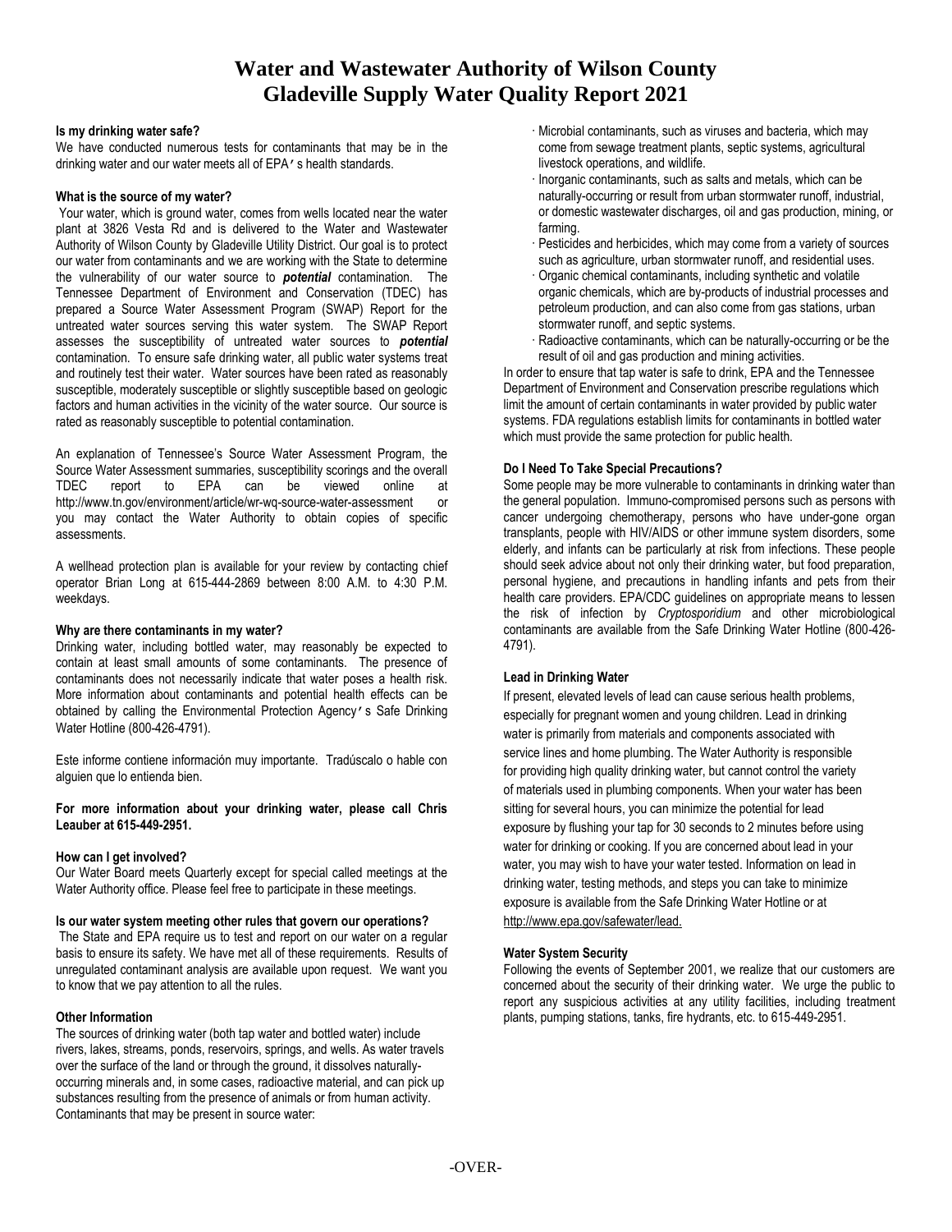# Water and Wastewater Authority of Wilson County
# Gladeville Supply Water Quality Report 2021

**Is my drinking water safe?**

We have conducted numerous tests for contaminants that may be in the drinking water and our water meets all of EPA's health standards.

**What is the source of my water?**

Your water, which is ground water, comes from wells located near the water plant at 3826 Vesta Rd and is delivered to the Water and Wastewater Authority of Wilson County by Gladeville Utility District. Our goal is to protect our water from contaminants and we are working with the State to determine the vulnerability of our water source to ***potential*** contamination. The Tennessee Department of Environment and Conservation (TDEC) has prepared a Source Water Assessment Program (SWAP) Report for the untreated water sources serving this water system. The SWAP Report assesses the susceptibility of untreated water sources to ***potential*** contamination. To ensure safe drinking water, all public water systems treat and routinely test their water. Water sources have been rated as reasonably susceptible, moderately susceptible or slightly susceptible based on geologic factors and human activities in the vicinity of the water source. Our source is rated as reasonably susceptible to potential contamination.

An explanation of Tennessee's Source Water Assessment Program, the Source Water Assessment summaries, susceptibility scorings and the overall TDEC report to EPA can be viewed online at http://www.tn.gov/environment/article/wr-wq-source-water-assessment or you may contact the Water Authority to obtain copies of specific assessments.

A wellhead protection plan is available for your review by contacting chief operator Brian Long at 615-444-2869 between 8:00 A.M. to 4:30 P.M. weekdays.

**Why are there contaminants in my water?**

Drinking water, including bottled water, may reasonably be expected to contain at least small amounts of some contaminants. The presence of contaminants does not necessarily indicate that water poses a health risk. More information about contaminants and potential health effects can be obtained by calling the Environmental Protection Agency's Safe Drinking Water Hotline (800-426-4791).

Este informe contiene información muy importante. Tradúscalo o hable con alguien que lo entienda bien.

**For more information about your drinking water, please call Chris Leauber at 615-449-2951.**

**How can I get involved?**

Our Water Board meets Quarterly except for special called meetings at the Water Authority office. Please feel free to participate in these meetings.

**Is our water system meeting other rules that govern our operations?**

The State and EPA require us to test and report on our water on a regular basis to ensure its safety. We have met all of these requirements. Results of unregulated contaminant analysis are available upon request. We want you to know that we pay attention to all the rules.

**Other Information**

The sources of drinking water (both tap water and bottled water) include rivers, lakes, streams, ponds, reservoirs, springs, and wells. As water travels over the surface of the land or through the ground, it dissolves naturally-occurring minerals and, in some cases, radioactive material, and can pick up substances resulting from the presence of animals or from human activity. Contaminants that may be present in source water:

- Microbial contaminants, such as viruses and bacteria, which may come from sewage treatment plants, septic systems, agricultural livestock operations, and wildlife.
- Inorganic contaminants, such as salts and metals, which can be naturally-occurring or result from urban stormwater runoff, industrial, or domestic wastewater discharges, oil and gas production, mining, or farming.
- Pesticides and herbicides, which may come from a variety of sources such as agriculture, urban stormwater runoff, and residential uses.
- Organic chemical contaminants, including synthetic and volatile organic chemicals, which are by-products of industrial processes and petroleum production, and can also come from gas stations, urban stormwater runoff, and septic systems.
- Radioactive contaminants, which can be naturally-occurring or be the result of oil and gas production and mining activities.

In order to ensure that tap water is safe to drink, EPA and the Tennessee Department of Environment and Conservation prescribe regulations which limit the amount of certain contaminants in water provided by public water systems. FDA regulations establish limits for contaminants in bottled water which must provide the same protection for public health.

**Do I Need To Take Special Precautions?**

Some people may be more vulnerable to contaminants in drinking water than the general population. Immuno-compromised persons such as persons with cancer undergoing chemotherapy, persons who have under-gone organ transplants, people with HIV/AIDS or other immune system disorders, some elderly, and infants can be particularly at risk from infections. These people should seek advice about not only their drinking water, but food preparation, personal hygiene, and precautions in handling infants and pets from their health care providers. EPA/CDC guidelines on appropriate means to lessen the risk of infection by *Cryptosporidium* and other microbiological contaminants are available from the Safe Drinking Water Hotline (800-426-4791).

**Lead in Drinking Water**

If present, elevated levels of lead can cause serious health problems, especially for pregnant women and young children. Lead in drinking water is primarily from materials and components associated with service lines and home plumbing. The Water Authority is responsible for providing high quality drinking water, but cannot control the variety of materials used in plumbing components. When your water has been sitting for several hours, you can minimize the potential for lead exposure by flushing your tap for 30 seconds to 2 minutes before using water for drinking or cooking. If you are concerned about lead in your water, you may wish to have your water tested. Information on lead in drinking water, testing methods, and steps you can take to minimize exposure is available from the Safe Drinking Water Hotline or at http://www.epa.gov/safewater/lead.

**Water System Security**

Following the events of September 2001, we realize that our customers are concerned about the security of their drinking water. We urge the public to report any suspicious activities at any utility facilities, including treatment plants, pumping stations, tanks, fire hydrants, etc. to 615-449-2951.

-OVER-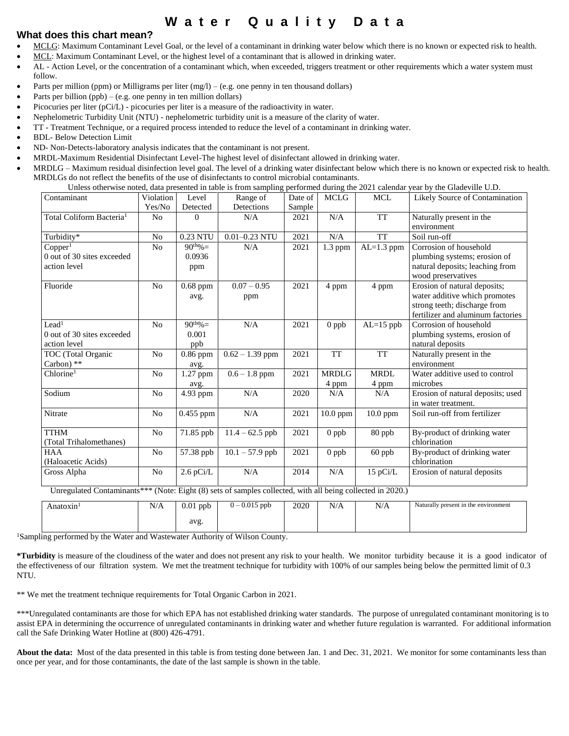# W a t e r   Q u a l i t y   D a t a

### What does this chart mean?

- MCLG: Maximum Contaminant Level Goal, or the level of a contaminant in drinking water below which there is no known or expected risk to health.
- MCL: Maximum Contaminant Level, or the highest level of a contaminant that is allowed in drinking water.
- AL - Action Level, or the concentration of a contaminant which, when exceeded, triggers treatment or other requirements which a water system must follow.
- Parts per million (ppm) or Milligrams per liter (mg/l) – (e.g. one penny in ten thousand dollars)
- Parts per billion (ppb) – (e.g. one penny in ten million dollars)
- Picocuries per liter (pCi/L) - picocuries per liter is a measure of the radioactivity in water.
- Nephelometric Turbidity Unit (NTU) - nephelometric turbidity unit is a measure of the clarity of water.
- TT - Treatment Technique, or a required process intended to reduce the level of a contaminant in drinking water.
- BDL- Below Detection Limit
- ND- Non-Detects-laboratory analysis indicates that the contaminant is not present.
- MRDL-Maximum Residential Disinfectant Level-The highest level of disinfectant allowed in drinking water.
- MRDLG – Maximum residual disinfection level goal. The level of a drinking water disinfectant below which there is no known or expected risk to health. MRDLGs do not reflect the benefits of the use of disinfectants to control microbial contaminants.

Unless otherwise noted, data presented in table is from sampling performed during the 2021 calendar year by the Gladeville U.D.

| Contaminant | Violation Yes/No | Level Detected | Range of Detections | Date of Sample | MCLG | MCL | Likely Source of Contamination |
|---|---|---|---|---|---|---|---|
| Total Coliform Bacteria[1] | No | 0 | N/A | 2021 | N/A | TT | Naturally present in the environment |
| Turbidity* | No | 0.23 NTU | 0.01–0.23 NTU | 2021 | N/A | TT | Soil run-off |
| Copper[1] 0 out of 30 sites exceeded action level | No | $90^{th}$%= 0.0936 ppm | N/A | 2021 | 1.3 ppm | AL=1.3 ppm | Corrosion of household plumbing systems; erosion of natural deposits; leaching from wood preservatives |
| Fluoride | No | 0.68 ppm avg. | 0.07 – 0.95 ppm | 2021 | 4 ppm | 4 ppm | Erosion of natural deposits; water additive which promotes strong teeth; discharge from fertilizer and aluminum factories |
| Lead[1] 0 out of 30 sites exceeded action level | No | $90^{th}$%= 0.001 ppb | N/A | 2021 | 0 ppb | AL=15 ppb | Corrosion of household plumbing systems, erosion of natural deposits |
| TOC (Total Organic Carbon) ** | No | 0.86 ppm avg. | 0.62 – 1.39 ppm | 2021 | TT | TT | Naturally present in the environment |
| Chlorine[1] | No | 1.27 ppm avg. | 0.6 – 1.8 ppm | 2021 | MRDLG 4 ppm | MRDL 4 ppm | Water additive used to control microbes |
| Sodium | No | 4.93 ppm | N/A | 2020 | N/A | N/A | Erosion of natural deposits; used in water treatment. |
| Nitrate | No | 0.455 ppm | N/A | 2021 | 10.0 ppm | 10.0 ppm | Soil run-off from fertilizer |
| TTHM (Total Trihalomethanes) | No | 71.85 ppb | 11.4 – 62.5 ppb | 2021 | 0 ppb | 80 ppb | By-product of drinking water chlorination |
| HAA (Haloacetic Acids) | No | 57.38 ppb | 10.1 – 57.9 ppb | 2021 | 0 ppb | 60 ppb | By-product of drinking water chlorination |
| Gross Alpha | No | 2.6 pCi/L | N/A | 2014 | N/A | 15 pCi/L | Erosion of natural deposits |

Unregulated Contaminants*** (Note: Eight (8) sets of samples collected, with all being collected in 2020.)

| | | | | | | | |
|---|---|---|---|---|---|---|---|
| Anatoxin[1] | N/A | 0.01 ppb avg. | 0 – 0.015 ppb | 2020 | N/A | N/A | Naturally present in the environment |

[1]Sampling performed by the Water and Wastewater Authority of Wilson County.

**\*Turbidity** is measure of the cloudiness of the water and does not present any risk to your health. We monitor turbidity because it is a good indicator of the effectiveness of our filtration system. We met the treatment technique for turbidity with 100% of our samples being below the permitted limit of 0.3 NTU.

** We met the treatment technique requirements for Total Organic Carbon in 2021.

***Unregulated contaminants are those for which EPA has not established drinking water standards. The purpose of unregulated contaminant monitoring is to assist EPA in determining the occurrence of unregulated contaminants in drinking water and whether future regulation is warranted. For additional information call the Safe Drinking Water Hotline at (800) 426-4791.

**About the data:** Most of the data presented in this table is from testing done between Jan. 1 and Dec. 31, 2021. We monitor for some contaminants less than once per year, and for those contaminants, the date of the last sample is shown in the table.